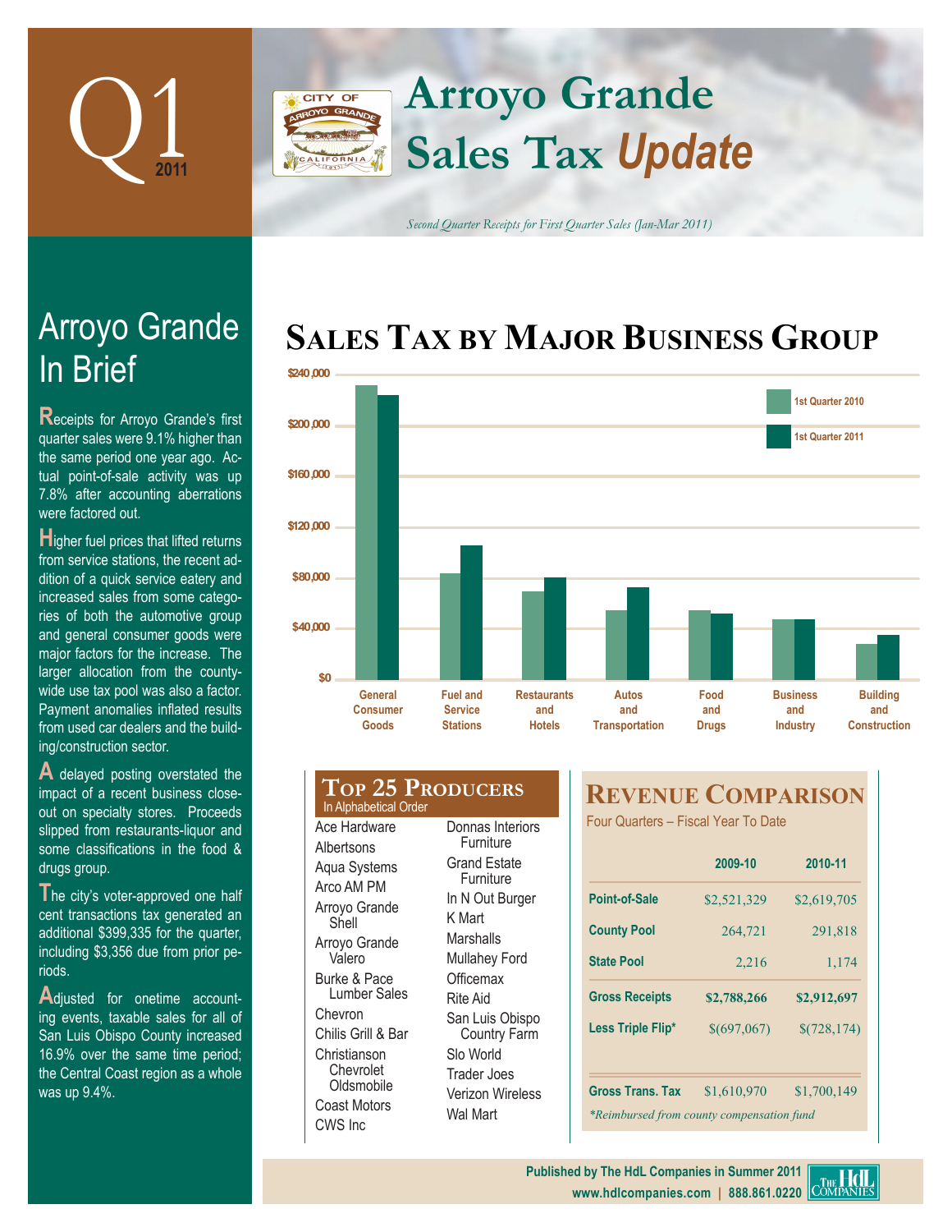# Q1 2011

# Arroyo Grande Sales Tax *Update*

*Second Quarter Receipts for First Quarter Sales (Jan-Mar 2011)*

## Arroyo Grande In Brief

Receipts for Arroyo Grande's first quarter sales were 9.1% higher than the same period one year ago. Actual point-of-sale activity was up 7.8% after accounting aberrations were factored out.

Higher fuel prices that lifted returns from service stations, the recent addition of a quick service eatery and increased sales from some categories of both the automotive group and general consumer goods were major factors for the increase. The larger allocation from the countywide use tax pool was also a factor. Payment anomalies inflated results from used car dealers and the building/construction sector.

A delayed posting overstated the impact of a recent business closeout on specialty stores. Proceeds slipped from restaurants-liquor and some classifications in the food & drugs group.

The city's voter-approved one half cent transactions tax generated an additional $399,335 for the quarter, including $3,356 due from prior periods.

Adjusted for onetime accounting events, taxable sales for all of San Luis Obispo County increased 16.9% over the same time period; the Central Coast region as a whole was up 9.4%.

## Sales Tax by Major Business Group

(Bar chart: $0 to $240,000; 1st Quarter 2010 vs. 1st Quarter 2011 for General Consumer Goods, Fuel and Service Stations, Restaurants and Hotels, Autos and Transportation, Food and Drugs, Business and Industry, Building and Construction)

## Top 25 Producers

In Alphabetical Order

- Ace Hardware
- Albertsons
- Aqua Systems
- Arco AM PM
- Arroyo Grande Shell
- Arroyo Grande Valero
- Burke & Pace Lumber Sales
- Chevron
- Chilis Grill & Bar
- Christianson Chevrolet Oldsmobile
- Coast Motors
- CWS Inc
- Donnas Interiors Furniture
- Grand Estate Furniture
- In N Out Burger
- K Mart
- Marshalls
- Mullahey Ford
- Officemax
- Rite Aid
- San Luis Obispo Country Farm
- Slo World
- Trader Joes
- Verizon Wireless
- Wal Mart

## Revenue Comparison

Four Quarters – Fiscal Year To Date

| | 2009-10 | 2010-11 |
|---|---|---|
| Point-of-Sale | $2,521,329 | $2,619,705 |
| County Pool | 264,721 | 291,818 |
| State Pool | 2,216 | 1,174 |
| **Gross Receipts** | **$2,788,266** | **$2,912,697** |
| Less Triple Flip* | $(697,067) | $(728,174) |
| Gross Trans. Tax | $1,610,970 | $1,700,149 |

*\*Reimbursed from county compensation fund*

Published by The HdL Companies in Summer 2011
www.hdlcompanies.com | 888.861.0220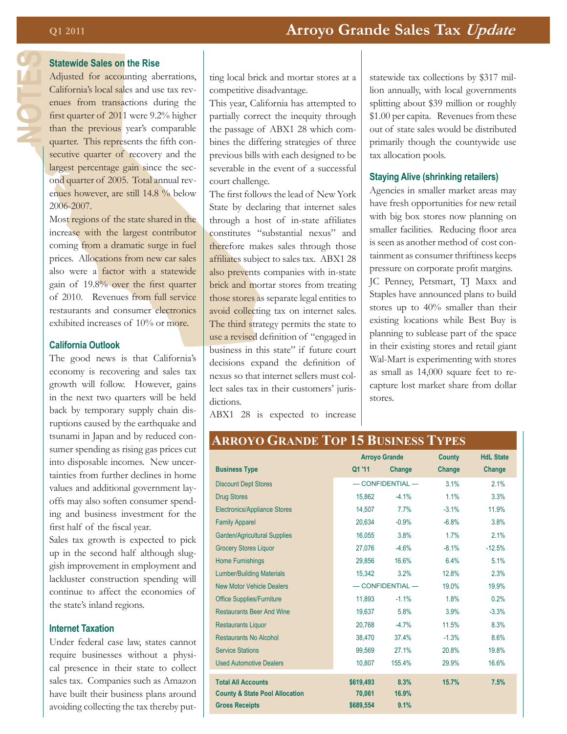NOTES

## Statewide Sales on the Rise

Adjusted for accounting aberrations, California's local sales and use tax revenues from transactions during the first quarter of 2011 were 9.2% higher than the previous year's comparable quarter. This represents the fifth consecutive quarter of recovery and the largest percentage gain since the second quarter of 2005. Total annual revenues however, are still 14.8 % below 2006-2007.

Most regions of the state shared in the increase with the largest contributor coming from a dramatic surge in fuel prices. Allocations from new car sales also were a factor with a statewide gain of 19.8% over the first quarter of 2010. Revenues from full service restaurants and consumer electronics exhibited increases of 10% or more.

## California Outlook

The good news is that California's economy is recovering and sales tax growth will follow. However, gains in the next two quarters will be held back by temporary supply chain disruptions caused by the earthquake and tsunami in Japan and by reduced consumer spending as rising gas prices cut into disposable incomes. New uncertainties from further declines in home values and additional government layoffs may also soften consumer spending and business investment for the first half of the fiscal year.

Sales tax growth is expected to pick up in the second half although sluggish improvement in employment and lackluster construction spending will continue to affect the economies of the state's inland regions.

## Internet Taxation

Under federal case law, states cannot require businesses without a physical presence in their state to collect sales tax. Companies such as Amazon have built their business plans around avoiding collecting the tax thereby putting local brick and mortar stores at a competitive disadvantage.

This year, California has attempted to partially correct the inequity through the passage of ABX1 28 which combines the differing strategies of three previous bills with each designed to be severable in the event of a successful court challenge.

The first follows the lead of New York State by declaring that internet sales through a host of in-state affiliates constitutes "substantial nexus" and therefore makes sales through those affiliates subject to sales tax. ABX1 28 also prevents companies with in-state brick and mortar stores from treating those stores as separate legal entities to avoid collecting tax on internet sales. The third strategy permits the state to use a revised definition of "engaged in business in this state" if future court decisions expand the definition of nexus so that internet sellers must collect sales tax in their customers' jurisdictions.

ABX1 28 is expected to increase statewide tax collections by $317 million annually, with local governments splitting about $39 million or roughly $1.00 per capita. Revenues from these out of state sales would be distributed primarily though the countywide use tax allocation pools.

## Staying Alive (shrinking retailers)

Agencies in smaller market areas may have fresh opportunities for new retail with big box stores now planning on smaller facilities. Reducing floor area is seen as another method of cost containment as consumer thriftiness keeps pressure on corporate profit margins.

JC Penney, Petsmart, TJ Maxx and Staples have announced plans to build stores up to 40% smaller than their existing locations while Best Buy is planning to sublease part of the space in their existing stores and retail giant Wal-Mart is experimenting with stores as small as 14,000 square feet to recapture lost market share from dollar stores.

## Arroyo Grande Top 15 Business Types

| Business Type | Arroyo Grande Q1 '11 | Arroyo Grande Change | County Change | HdL State Change |
|---|---|---|---|---|
| Discount Dept Stores | — CONFIDENTIAL — | | 3.1% | 2.1% |
| Drug Stores | 15,862 | -4.1% | 1.1% | 3.3% |
| Electronics/Appliance Stores | 14,507 | 7.7% | -3.1% | 11.9% |
| Family Apparel | 20,634 | -0.9% | -6.8% | 3.8% |
| Garden/Agricultural Supplies | 16,055 | 3.8% | 1.7% | 2.1% |
| Grocery Stores Liquor | 27,076 | -4.6% | -8.1% | -12.5% |
| Home Furnishings | 29,856 | 16.6% | 6.4% | 5.1% |
| Lumber/Building Materials | 15,342 | 3.2% | 12.8% | 2.3% |
| New Motor Vehicle Dealers | — CONFIDENTIAL — | | 19.0% | 19.9% |
| Office Supplies/Furniture | 11,893 | -1.1% | 1.8% | 0.2% |
| Restaurants Beer And Wine | 19,637 | 5.8% | 3.9% | -3.3% |
| Restaurants Liquor | 20,768 | -4.7% | 11.5% | 8.3% |
| Restaurants No Alcohol | 38,470 | 37.4% | -1.3% | 8.6% |
| Service Stations | 99,569 | 27.1% | 20.8% | 19.8% |
| Used Automotive Dealers | 10,807 | 155.4% | 29.9% | 16.6% |
| **Total All Accounts** | **$619,493** | **8.3%** | **15.7%** | **7.5%** |
| **County & State Pool Allocation** | **70,061** | **16.9%** | | |
| **Gross Receipts** | **$689,554** | **9.1%** | | |